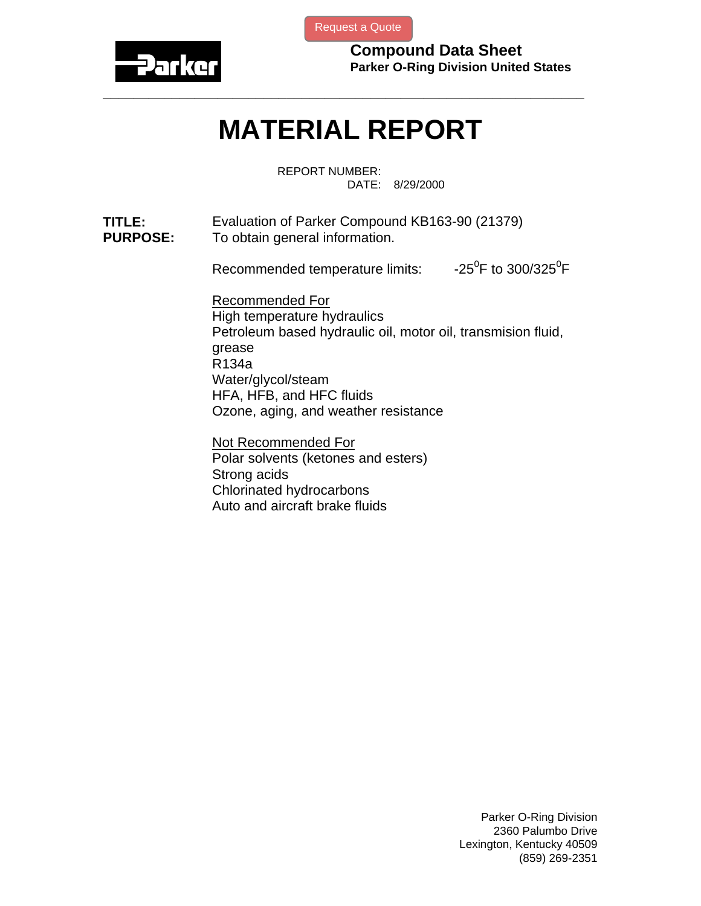Request a Quote

**Compound Data Sheet**
**Parker O-Ring Division United States**

---

# MATERIAL REPORT

REPORT NUMBER:
DATE: 8/29/2000

**TITLE:** Evaluation of Parker Compound KB163-90 (21379)

**PURPOSE:** To obtain general information.

Recommended temperature limits: -25$^0$F to 300/325$^0$F

Recommended For

High temperature hydraulics
Petroleum based hydraulic oil, motor oil, transmision fluid, grease
R134a
Water/glycol/steam
HFA, HFB, and HFC fluids
Ozone, aging, and weather resistance

Not Recommended For

Polar solvents (ketones and esters)
Strong acids
Chlorinated hydrocarbons
Auto and aircraft brake fluids

Parker O-Ring Division
2360 Palumbo Drive
Lexington, Kentucky 40509
(859) 269-2351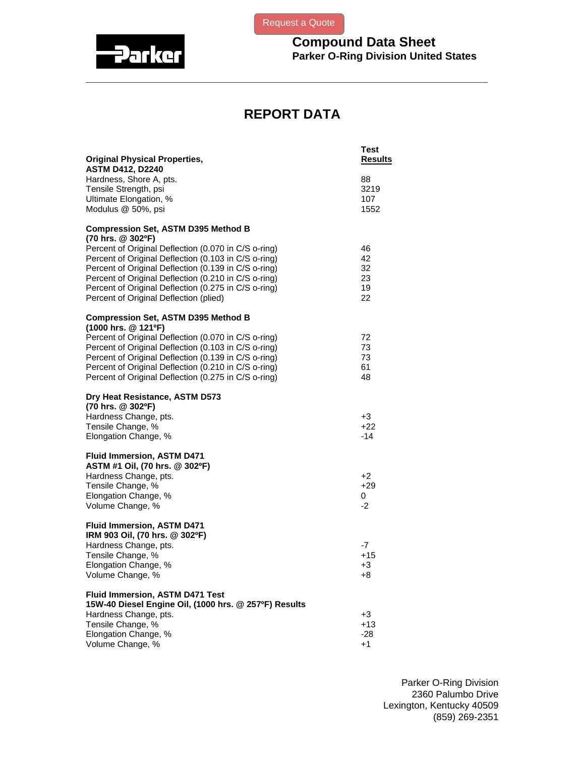Request a Quote

**Compound Data Sheet**
**Parker O-Ring Division United States**

# REPORT DATA

| | **Test Results** |
|---|---|
| **Original Physical Properties, ASTM D412, D2240** | |
| Hardness, Shore A, pts. | 88 |
| Tensile Strength, psi | 3219 |
| Ultimate Elongation, % | 107 |
| Modulus @ 50%, psi | 1552 |
| **Compression Set, ASTM D395 Method B (70 hrs. @ 302ºF)** | |
| Percent of Original Deflection (0.070 in C/S o-ring) | 46 |
| Percent of Original Deflection (0.103 in C/S o-ring) | 42 |
| Percent of Original Deflection (0.139 in C/S o-ring) | 32 |
| Percent of Original Deflection (0.210 in C/S o-ring) | 23 |
| Percent of Original Deflection (0.275 in C/S o-ring) | 19 |
| Percent of Original Deflection (plied) | 22 |
| **Compression Set, ASTM D395 Method B (1000 hrs. @ 121ºF)** | |
| Percent of Original Deflection (0.070 in C/S o-ring) | 72 |
| Percent of Original Deflection (0.103 in C/S o-ring) | 73 |
| Percent of Original Deflection (0.139 in C/S o-ring) | 73 |
| Percent of Original Deflection (0.210 in C/S o-ring) | 61 |
| Percent of Original Deflection (0.275 in C/S o-ring) | 48 |
| **Dry Heat Resistance, ASTM D573 (70 hrs. @ 302ºF)** | |
| Hardness Change, pts. | +3 |
| Tensile Change, % | +22 |
| Elongation Change, % | -14 |
| **Fluid Immersion, ASTM D471 ASTM #1 Oil, (70 hrs. @ 302ºF)** | |
| Hardness Change, pts. | +2 |
| Tensile Change, % | +29 |
| Elongation Change, % | 0 |
| Volume Change, % | -2 |
| **Fluid Immersion, ASTM D471 IRM 903 Oil, (70 hrs. @ 302ºF)** | |
| Hardness Change, pts. | -7 |
| Tensile Change, % | +15 |
| Elongation Change, % | +3 |
| Volume Change, % | +8 |
| **Fluid Immersion, ASTM D471 Test 15W-40 Diesel Engine Oil, (1000 hrs. @ 257ºF) Results** | |
| Hardness Change, pts. | +3 |
| Tensile Change, % | +13 |
| Elongation Change, % | -28 |
| Volume Change, % | +1 |

Parker O-Ring Division
2360 Palumbo Drive
Lexington, Kentucky 40509
(859) 269-2351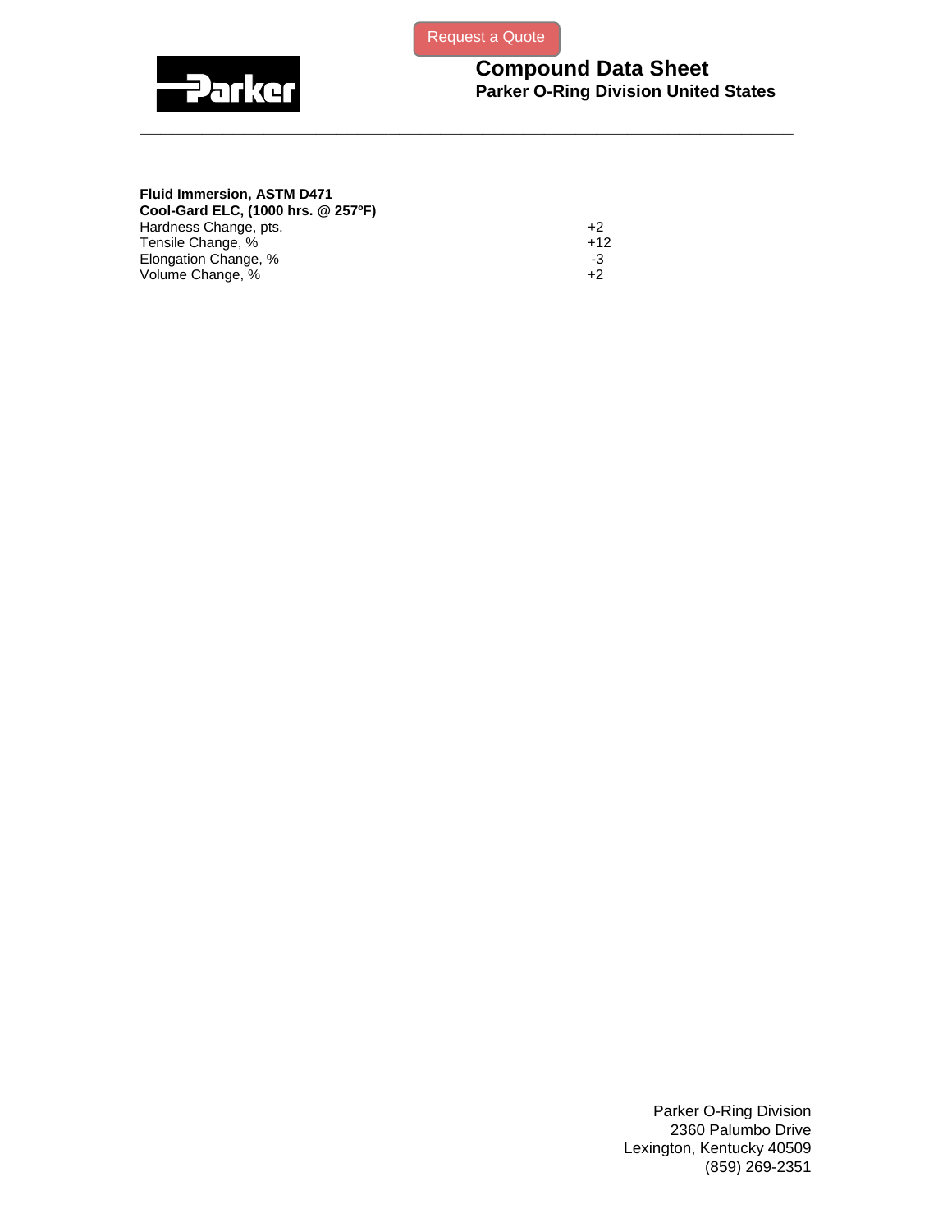**Fluid Immersion, ASTM D471**

**Cool-Gard ELC, (1000 hrs. @ 257ºF)**

| | |
|---|---|
| Hardness Change, pts. | +2 |
| Tensile Change, % | +12 |
| Elongation Change, % | -3 |
| Volume Change, % | +2 |